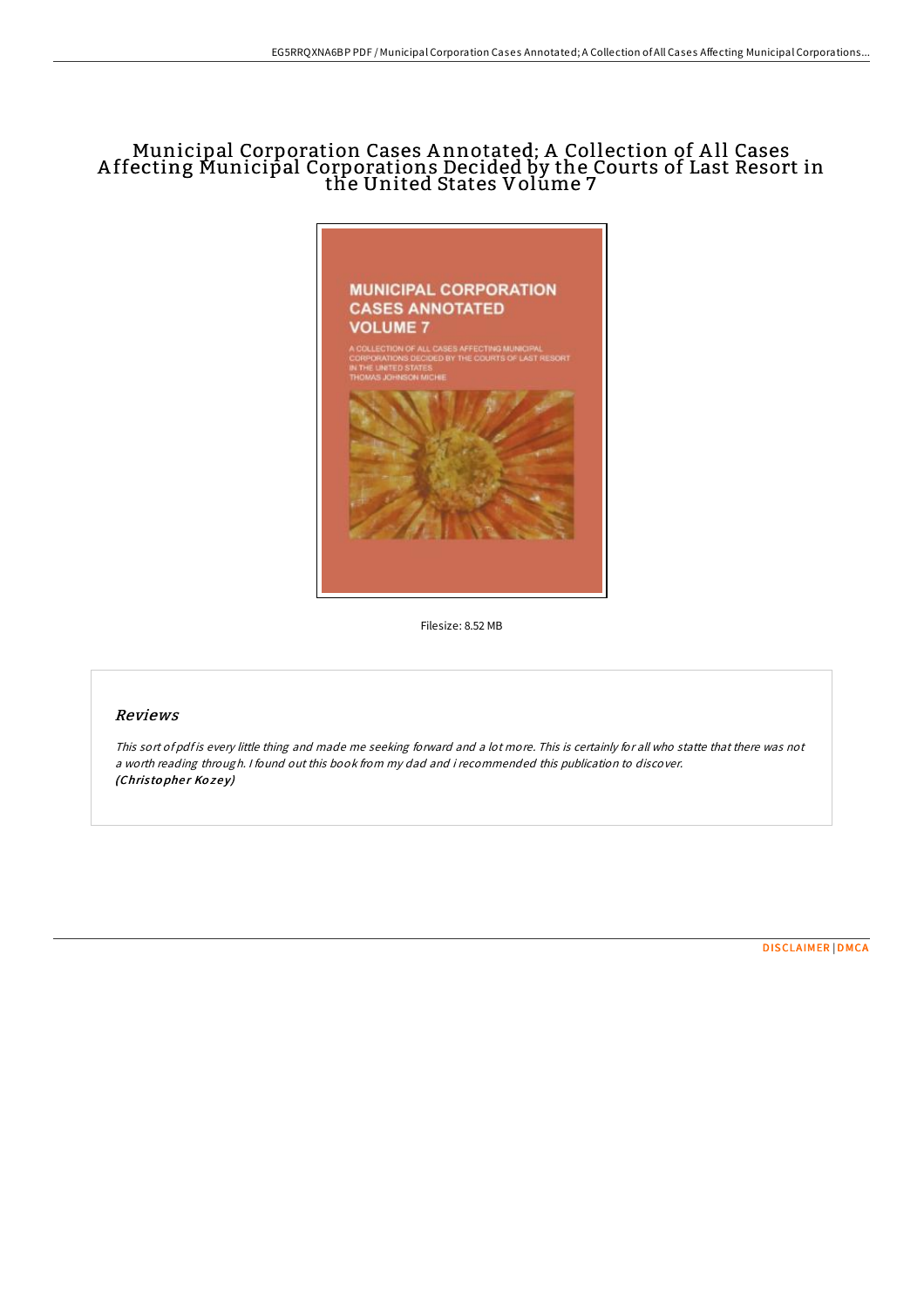# Municipal Corporation Cases Annotated; A Collection of All Cases Affecting Municipal Corporations Decided by the Courts of Last Resort in the United States Volume 7

Filesize: 8.52 MB

## Reviews

*This sort of pdf is every little thing and made me seeking forward and a lot more. This is certainly for all who statte that there was not a worth reading through. I found out this book from my dad and i recommended this publication to discover.*
***(Christopher Kozey)***

DISCLAIMER | DMCA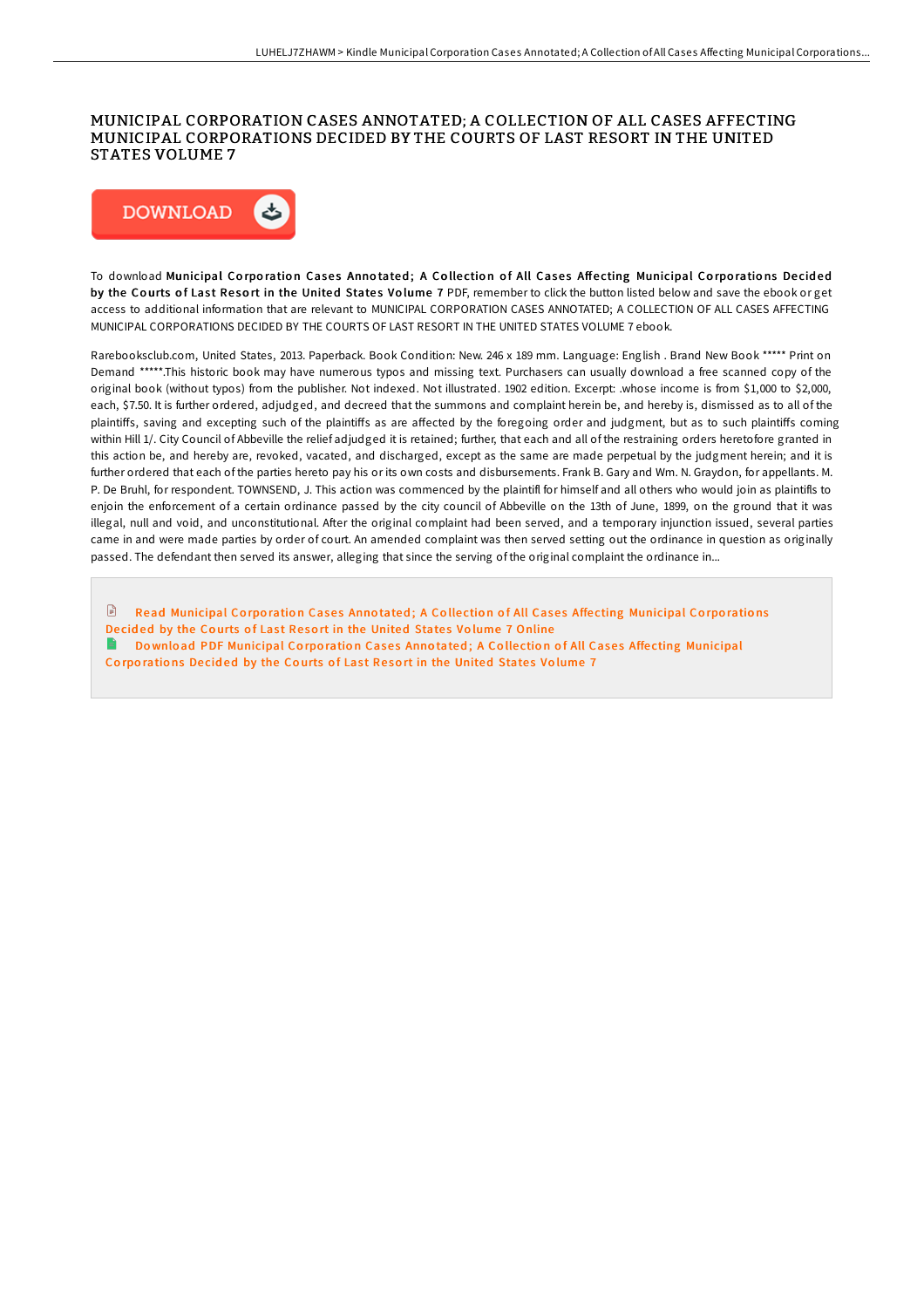# MUNICIPAL CORPORATION CASES ANNOTATED; A COLLECTION OF ALL CASES AFFECTING MUNICIPAL CORPORATIONS DECIDED BY THE COURTS OF LAST RESORT IN THE UNITED STATES VOLUME 7

DOWNLOAD

To download **Municipal Corporation Cases Annotated; A Collection of All Cases Affecting Municipal Corporations Decided by the Courts of Last Resort in the United States Volume 7** PDF, remember to click the button listed below and save the ebook or get access to additional information that are relevant to MUNICIPAL CORPORATION CASES ANNOTATED; A COLLECTION OF ALL CASES AFFECTING MUNICIPAL CORPORATIONS DECIDED BY THE COURTS OF LAST RESORT IN THE UNITED STATES VOLUME 7 ebook.

Rarebooksclub.com, United States, 2013. Paperback. Book Condition: New. 246 x 189 mm. Language: English . Brand New Book ***** Print on Demand *****.This historic book may have numerous typos and missing text. Purchasers can usually download a free scanned copy of the original book (without typos) from the publisher. Not indexed. Not illustrated. 1902 edition. Excerpt: .whose income is from $1,000 to $2,000, each, $7.50. It is further ordered, adjudged, and decreed that the summons and complaint herein be, and hereby is, dismissed as to all of the plaintiffs, saving and excepting such of the plaintiffs as are affected by the foregoing order and judgment, but as to such plaintiffs coming within Hill 1/. City Council of Abbeville the relief adjudged it is retained; further, that each and all of the restraining orders heretofore granted in this action be, and hereby are, revoked, vacated, and discharged, except as the same are made perpetual by the judgment herein; and it is further ordered that each of the parties hereto pay his or its own costs and disbursements. Frank B. Gary and Wm. N. Graydon, for appellants. M. P. De Bruhl, for respondent. TOWNSEND, J. This action was commenced by the plaintifl for himself and all others who would join as plaintifls to enjoin the enforcement of a certain ordinance passed by the city council of Abbeville on the 13th of June, 1899, on the ground that it was illegal, null and void, and unconstitutional. After the original complaint had been served, and a temporary injunction issued, several parties came in and were made parties by order of court. An amended complaint was then served setting out the ordinance in question as originally passed. The defendant then served its answer, alleging that since the serving of the original complaint the ordinance in...

Read Municipal Corporation Cases Annotated; A Collection of All Cases Affecting Municipal Corporations Decided by the Courts of Last Resort in the United States Volume 7 Online

Download PDF Municipal Corporation Cases Annotated; A Collection of All Cases Affecting Municipal Corporations Decided by the Courts of Last Resort in the United States Volume 7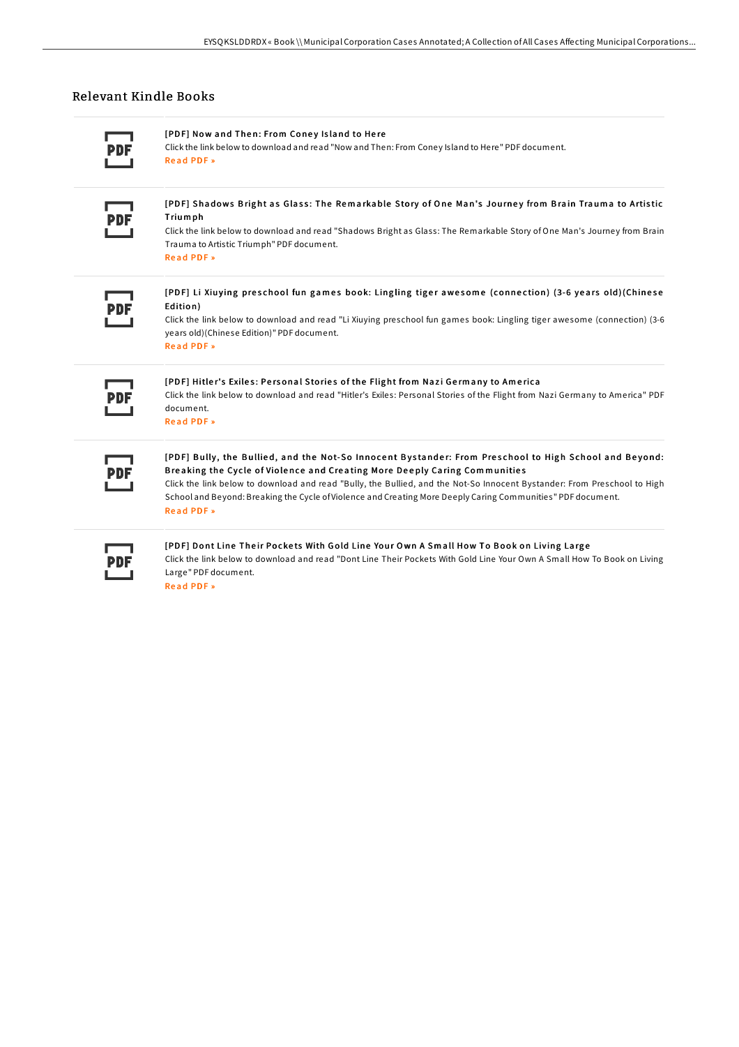## Relevant Kindle Books

**[PDF] Now and Then: From Coney Island to Here**

Click the link below to download and read "Now and Then: From Coney Island to Here" PDF document.

Read PDF »

**[PDF] Shadows Bright as Glass: The Remarkable Story of One Man's Journey from Brain Trauma to Artistic Triumph**

Click the link below to download and read "Shadows Bright as Glass: The Remarkable Story of One Man's Journey from Brain Trauma to Artistic Triumph" PDF document.

Read PDF »

**[PDF] Li Xiuying preschool fun games book: Lingling tiger awesome (connection) (3-6 years old)(Chinese Edition)**

Click the link below to download and read "Li Xiuying preschool fun games book: Lingling tiger awesome (connection) (3-6 years old)(Chinese Edition)" PDF document.

Read PDF »

**[PDF] Hitler's Exiles: Personal Stories of the Flight from Nazi Germany to America**

Click the link below to download and read "Hitler's Exiles: Personal Stories of the Flight from Nazi Germany to America" PDF document.

Read PDF »

**[PDF] Bully, the Bullied, and the Not-So Innocent Bystander: From Preschool to High School and Beyond: Breaking the Cycle of Violence and Creating More Deeply Caring Communities**

Click the link below to download and read "Bully, the Bullied, and the Not-So Innocent Bystander: From Preschool to High School and Beyond: Breaking the Cycle of Violence and Creating More Deeply Caring Communities" PDF document.

Read PDF »

**[PDF] Dont Line Their Pockets With Gold Line Your Own A Small How To Book on Living Large**

Click the link below to download and read "Dont Line Their Pockets With Gold Line Your Own A Small How To Book on Living Large" PDF document.

Read PDF »